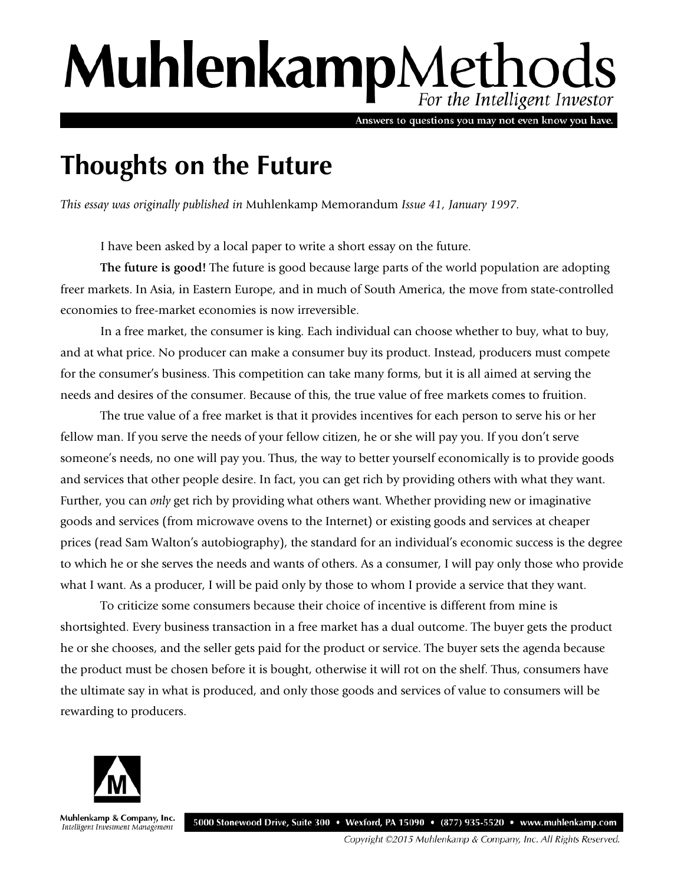# MuhlenkampMethods

*For the Intelligent Investor*

Answers to questions you may not even know you have.

## Thoughts on the Future

*This essay was originally published in* Muhlenkamp Memorandum *Issue 41, January 1997.*

I have been asked by a local paper to write a short essay on the future.

**The future is good!** The future is good because large parts of the world population are adopting freer markets. In Asia, in Eastern Europe, and in much of South America, the move from state-controlled economies to free-market economies is now irreversible.

In a free market, the consumer is king. Each individual can choose whether to buy, what to buy, and at what price. No producer can make a consumer buy its product. Instead, producers must compete for the consumer's business. This competition can take many forms, but it is all aimed at serving the needs and desires of the consumer. Because of this, the true value of free markets comes to fruition.

The true value of a free market is that it provides incentives for each person to serve his or her fellow man. If you serve the needs of your fellow citizen, he or she will pay you. If you don't serve someone's needs, no one will pay you. Thus, the way to better yourself economically is to provide goods and services that other people desire. In fact, you can get rich by providing others with what they want. Further, you can *only* get rich by providing what others want. Whether providing new or imaginative goods and services (from microwave ovens to the Internet) or existing goods and services at cheaper prices (read Sam Walton's autobiography), the standard for an individual's economic success is the degree to which he or she serves the needs and wants of others. As a consumer, I will pay only those who provide what I want. As a producer, I will be paid only by those to whom I provide a service that they want.

To criticize some consumers because their choice of incentive is different from mine is shortsighted. Every business transaction in a free market has a dual outcome. The buyer gets the product he or she chooses, and the seller gets paid for the product or service. The buyer sets the agenda because the product must be chosen before it is bought, otherwise it will rot on the shelf. Thus, consumers have the ultimate say in what is produced, and only those goods and services of value to consumers will be rewarding to producers.

Muhlenkamp & Company, Inc.
*Intelligent Investment Management*

5000 Stonewood Drive, Suite 300 • Wexford, PA 15090 • (877) 935-5520 • www.muhlenkamp.com

*Copyright ©2015 Muhlenkamp & Company, Inc. All Rights Reserved.*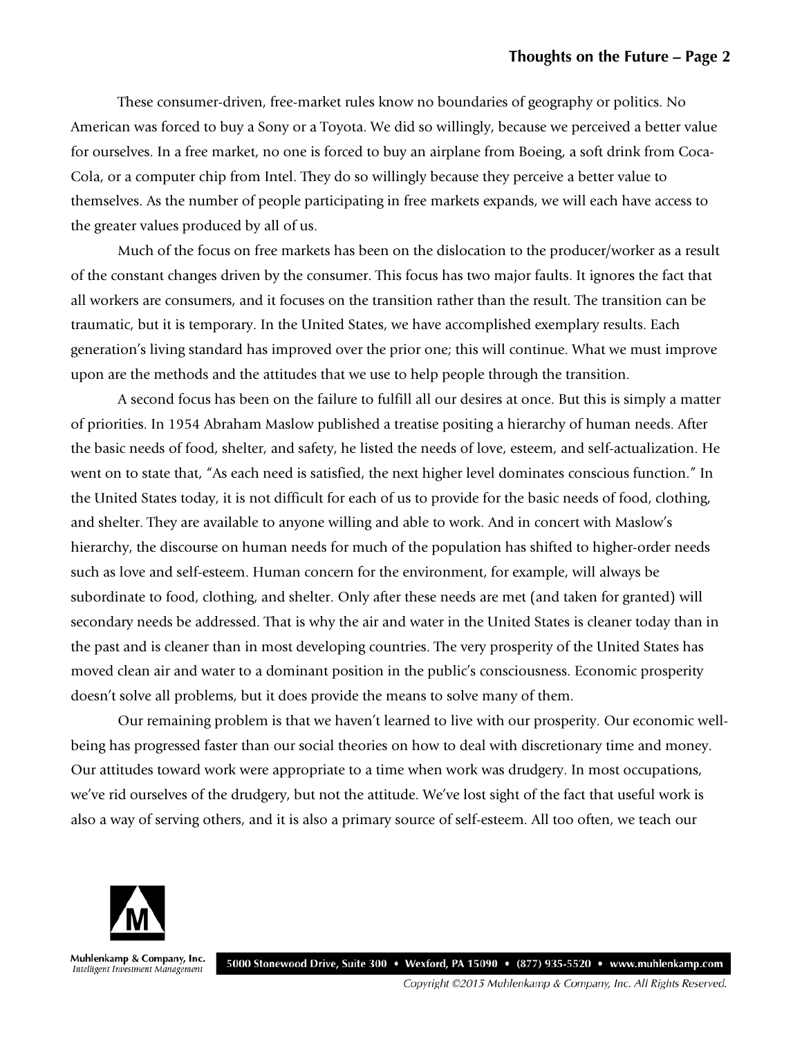These consumer-driven, free-market rules know no boundaries of geography or politics. No American was forced to buy a Sony or a Toyota. We did so willingly, because we perceived a better value for ourselves. In a free market, no one is forced to buy an airplane from Boeing, a soft drink from Coca-Cola, or a computer chip from Intel. They do so willingly because they perceive a better value to themselves. As the number of people participating in free markets expands, we will each have access to the greater values produced by all of us.

Much of the focus on free markets has been on the dislocation to the producer/worker as a result of the constant changes driven by the consumer. This focus has two major faults. It ignores the fact that all workers are consumers, and it focuses on the transition rather than the result. The transition can be traumatic, but it is temporary. In the United States, we have accomplished exemplary results. Each generation's living standard has improved over the prior one; this will continue. What we must improve upon are the methods and the attitudes that we use to help people through the transition.

A second focus has been on the failure to fulfill all our desires at once. But this is simply a matter of priorities. In 1954 Abraham Maslow published a treatise positing a hierarchy of human needs. After the basic needs of food, shelter, and safety, he listed the needs of love, esteem, and self-actualization. He went on to state that, "As each need is satisfied, the next higher level dominates conscious function." In the United States today, it is not difficult for each of us to provide for the basic needs of food, clothing, and shelter. They are available to anyone willing and able to work. And in concert with Maslow's hierarchy, the discourse on human needs for much of the population has shifted to higher-order needs such as love and self-esteem. Human concern for the environment, for example, will always be subordinate to food, clothing, and shelter. Only after these needs are met (and taken for granted) will secondary needs be addressed. That is why the air and water in the United States is cleaner today than in the past and is cleaner than in most developing countries. The very prosperity of the United States has moved clean air and water to a dominant position in the public's consciousness. Economic prosperity doesn't solve all problems, but it does provide the means to solve many of them.

Our remaining problem is that we haven't learned to live with our prosperity. Our economic well-being has progressed faster than our social theories on how to deal with discretionary time and money. Our attitudes toward work were appropriate to a time when work was drudgery. In most occupations, we've rid ourselves of the drudgery, but not the attitude. We've lost sight of the fact that useful work is also a way of serving others, and it is also a primary source of self-esteem. All too often, we teach our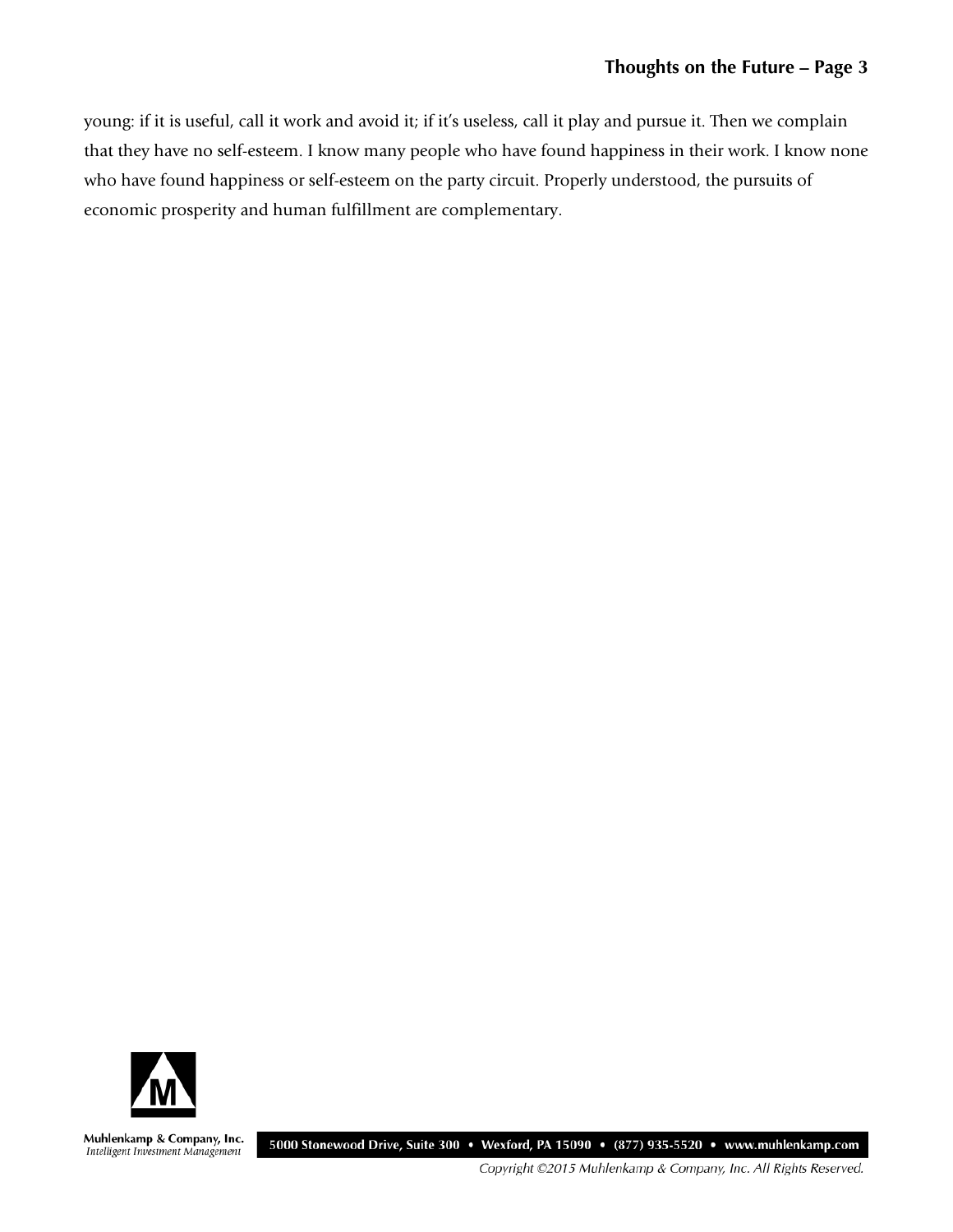young: if it is useful, call it work and avoid it; if it's useless, call it play and pursue it. Then we complain that they have no self-esteem. I know many people who have found happiness in their work. I know none who have found happiness or self-esteem on the party circuit. Properly understood, the pursuits of economic prosperity and human fulfillment are complementary.